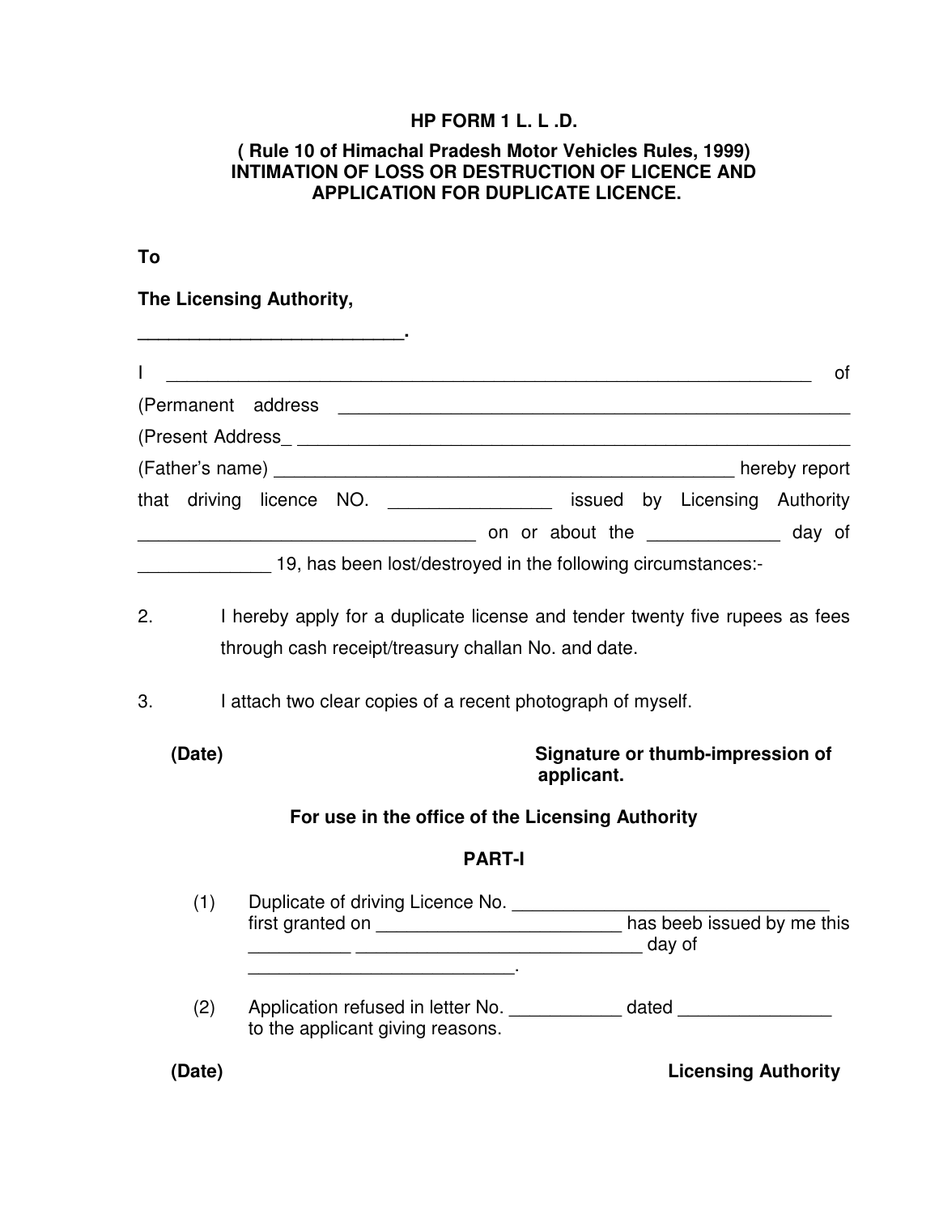**HP FORM 1 L. L .D.**

**( Rule 10 of Himachal Pradesh Motor Vehicles Rules, 1999)**
**INTIMATION OF LOSS OR DESTRUCTION OF LICENCE AND APPLICATION FOR DUPLICATE LICENCE.**

**To**

**The Licensing Authority,**

**__________________________.**

I _________________________________________________________________ of

(Permanent address _____________________________________________________

(Present Address_ ______________________________________________________

(Father's name) ________________________________________________ hereby report

that driving licence NO. ________________ issued by Licensing Authority

_________________________________ on or about the _____________ day of

_____________ 19, has been lost/destroyed in the following circumstances:-

2. I hereby apply for a duplicate license and tender twenty five rupees as fees through cash receipt/treasury challan No. and date.

3. I attach two clear copies of a recent photograph of myself.

**(Date)** **Signature or thumb-impression of applicant.**

**For use in the office of the Licensing Authority**

**PART-I**

(1) Duplicate of driving Licence No. _______________________________ first granted on _________________________ has beeb issued by me this __________ ____________________________ day of ___________________________.

(2) Application refused in letter No. ___________ dated _______________ to the applicant giving reasons.

**(Date)** **Licensing Authority**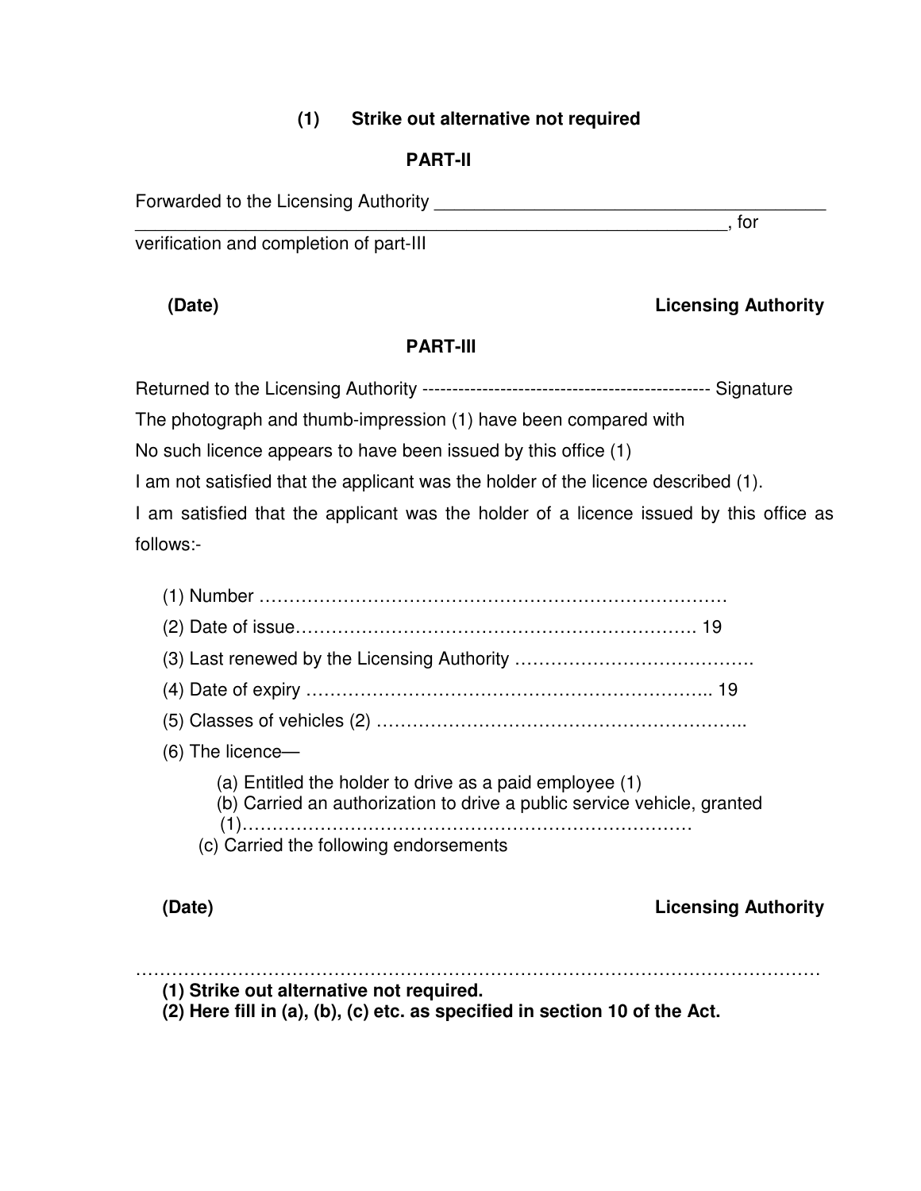**(1) Strike out alternative not required**

**PART-II**

Forwarded to the Licensing Authority ________________________________________
____________________________________________________________, for
verification and completion of part-III

**(Date)** **Licensing Authority**

**PART-III**

Returned to the Licensing Authority ----------------------------------------------- Signature

The photograph and thumb-impression (1) have been compared with

No such licence appears to have been issued by this office (1)

I am not satisfied that the applicant was the holder of the licence described (1).

I am satisfied that the applicant was the holder of a licence issued by this office as follows:-

(1) Number ……………………………………………………………………

(2) Date of issue…………………………………………………………. 19

(3) Last renewed by the Licensing Authority ………………………………….

(4) Date of expiry ………………………………………………………….. 19

(5) Classes of vehicles (2) …………………………………………………..

(6) The licence—

(a) Entitled the holder to drive as a paid employee (1)

(b) Carried an authorization to drive a public service vehicle, granted (1)…………………………………………………………………

(c) Carried the following endorsements

**(Date)** **Licensing Authority**

……………………………………………………………………………………………………

**(1) Strike out alternative not required.**

**(2) Here fill in (a), (b), (c) etc. as specified in section 10 of the Act.**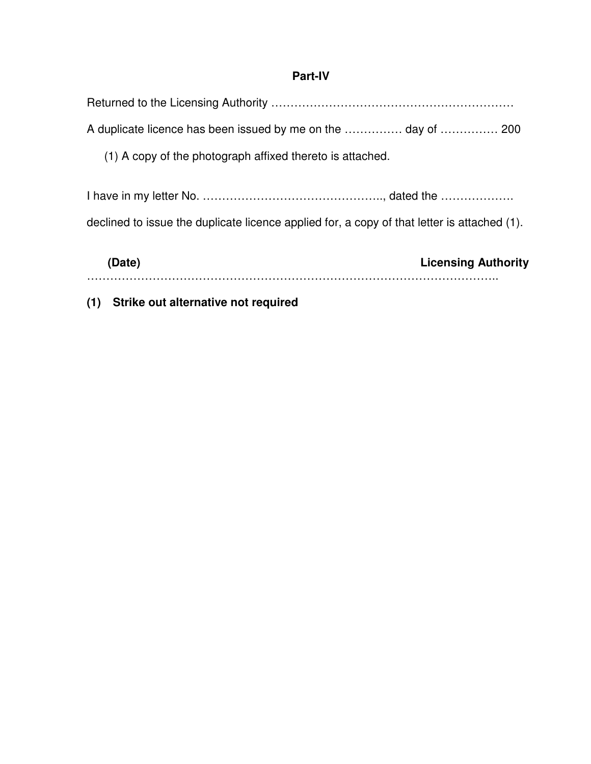## Part-IV

Returned to the Licensing Authority ………………………………………………………

A duplicate licence has been issued by me on the …………… day of …………… 200

(1) A copy of the photograph affixed thereto is attached.

I have in my letter No. ……………………………………….., dated the ……………….

declined to issue the duplicate licence applied for, a copy of that letter is attached (1).

**(Date)** **Licensing Authority**

………………………………………………………………………………………………..

**(1) Strike out alternative not required**